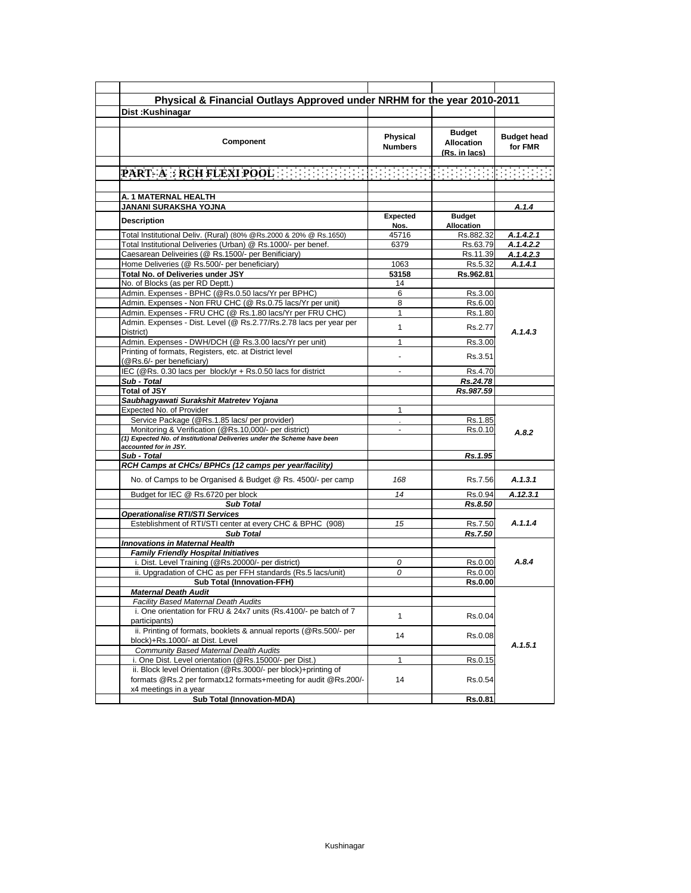## Physical & Financial Outlays Approved under NRHM for the year 2010-2011

**Dist :Kushinagar**

| Component | Physical Numbers | Budget Allocation (Rs. in lacs) | Budget head for FMR |
|---|---|---|---|
| **PART- A : RCH FLEXI POOL** | | | |
| **A. 1 MATERNAL HEALTH** | | | |
| **JANANI SURAKSHA YOJNA** | | | *A.1.4* |
| **Description** | **Expected Nos.** | **Budget Allocation** | |
| Total Institutional Deliv. (Rural) (80% @Rs.2000 & 20% @ Rs.1650) | 45716 | Rs.882.32 | *A.1.4.2.1* |
| Total Institutional Deliveries (Urban) @ Rs.1000/- per benef. | 6379 | Rs.63.79 | *A.1.4.2.2* |
| Caesarean Deliveiries (@ Rs.1500/- per Benificiary) | | Rs.11.39 | *A.1.4.2.3* |
| Home Deliveries (@ Rs.500/- per beneficiary) | 1063 | Rs.5.32 | *A.1.4.1* |
| **Total No. of Deliveries under JSY** | **53158** | **Rs.962.81** | |
| No. of Blocks (as per RD Deptt.) | 14 | | |
| Admin. Expenses - BPHC (@Rs.0.50 lacs/Yr per BPHC) | 6 | Rs.3.00 | *A.1.4.3* |
| Admin. Expenses - Non FRU CHC (@ Rs.0.75 lacs/Yr per unit) | 8 | Rs.6.00 | |
| Admin. Expenses - FRU CHC (@ Rs.1.80 lacs/Yr per FRU CHC) | 1 | Rs.1.80 | |
| Admin. Expenses - Dist. Level (@ Rs.2.77/Rs.2.78 lacs per year per District) | 1 | Rs.2.77 | |
| Admin. Expenses - DWH/DCH (@ Rs.3.00 lacs/Yr per unit) | 1 | Rs.3.00 | |
| Printing of formats, Registers, etc. at District level (@Rs.6/- per beneficiary) | - | Rs.3.51 | |
| IEC (@Rs. 0.30 lacs per block/yr + Rs.0.50 lacs for district | - | Rs.4.70 | |
| ***Sub - Total*** | | ***Rs.24.78*** | |
| **Total of JSY** | | ***Rs.987.59*** | |
| ***Saubhagyawati Surakshit Matretev Yojana*** | | | |
| Expected No. of Provider | 1 | | *A.8.2* |
| Service Package (@Rs.1.85 lacs/ per provider) | . | Rs.1.85 | |
| Monitoring & Verification (@Rs.10,000/- per district) | - | Rs.0.10 | |
| *(1) Expected No. of Institutional Deliveries under the Scheme have been accounted for in JSY.* | | | |
| ***Sub - Total*** | | ***Rs.1.95*** | |
| ***RCH Camps at CHCs/ BPHCs (12 camps per year/facility)*** | | | |
| No. of Camps to be Organised & Budget @ Rs. 4500/- per camp | *168* | Rs.7.56 | *A.1.3.1* |
| Budget for IEC @ Rs.6720 per block | *14* | Rs.0.94 | *A.12.3.1* |
| ***Sub Total*** | | ***Rs.8.50*** | |
| ***Operationalise RTI/STI Services*** | | | |
| Esteblishment of RTI/STI center at every CHC & BPHC (908) | *15* | Rs.7.50 | *A.1.1.4* |
| ***Sub Total*** | | ***Rs.7.50*** | |
| ***Innovations in Maternal Health*** | | | *A.8.4* |
| ***Family Friendly Hospital Initiatives*** | | | |
| i. Dist. Level Training (@Rs.20000/- per district) | *0* | Rs.0.00 | |
| ii. Upgradation of CHC as per FFH standards (Rs.5 lacs/unit) | *0* | Rs.0.00 | |
| **Sub Total (Innovation-FFH)** | | **Rs.0.00** | |
| ***Maternal Death Audit*** | | | *A.1.5.1* |
| *Facility Based Maternal Death Audits* | | | |
| i. One orientation for FRU & 24x7 units (Rs.4100/- pe batch of 7 participants) | 1 | Rs.0.04 | |
| ii. Printing of formats, booklets & annual reports (@Rs.500/- per block)+Rs.1000/- at Dist. Level | 14 | Rs.0.08 | |
| *Community Based Maternal Dealth Audits* | | | |
| i. One Dist. Level orientation (@Rs.15000/- per Dist.) | 1 | Rs.0.15 | |
| ii. Block level Orientation (@Rs.3000/- per block)+printing of formats @Rs.2 per formatx12 formats+meeting for audit @Rs.200/- x4 meetings in a year | 14 | Rs.0.54 | |
| **Sub Total (Innovation-MDA)** | | **Rs.0.81** | |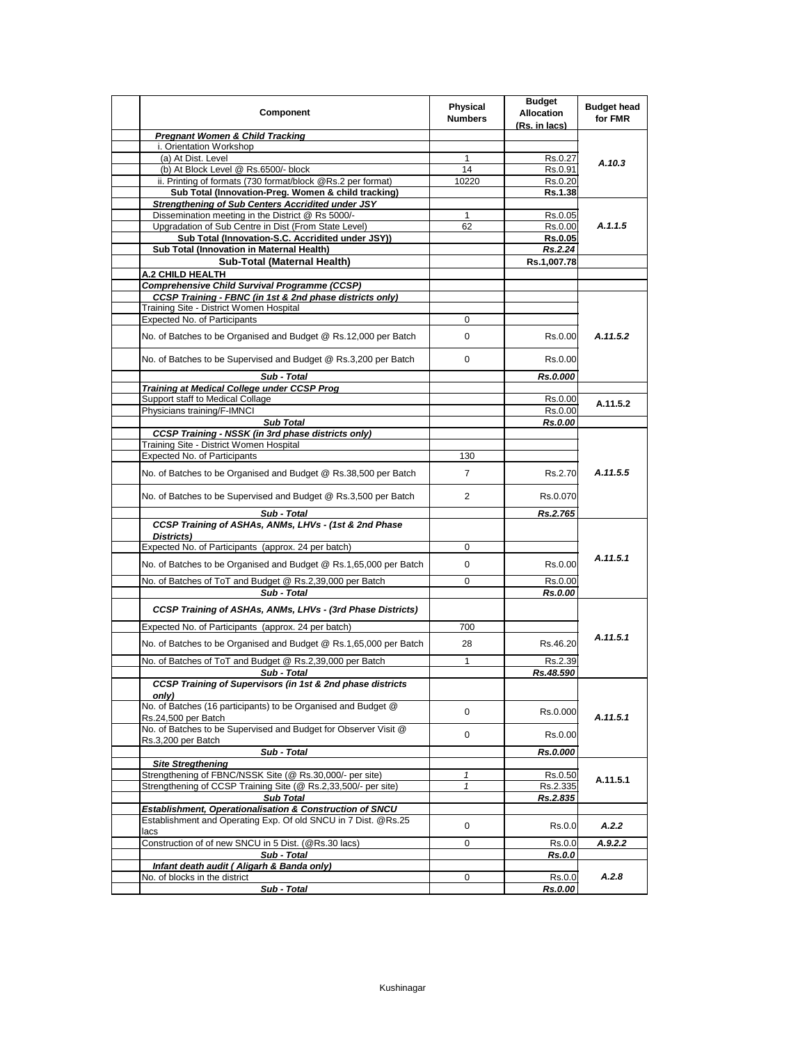| Component | Physical Numbers | Budget Allocation (Rs. in lacs) | Budget head for FMR |
|---|---|---|---|
| ***Pregnant Women & Child Tracking*** | | | |
| i. Orientation Workshop | | | |
| (a) At Dist. Level | 1 | Rs.0.27 | *A.10.3* |
| (b) At Block Level @ Rs.6500/- block | 14 | Rs.0.91 | |
| ii. Printing of formats (730 format/block @Rs.2 per format) | 10220 | Rs.0.20 | |
| **Sub Total (Innovation-Preg. Women & child tracking)** | | **Rs.1.38** | |
| ***Strengthening of Sub Centers Accridited under JSY*** | | | |
| Dissemination meeting in the District @ Rs 5000/- | 1 | Rs.0.05 | *A.1.1.5* |
| Upgradation of Sub Centre in Dist (From State Level) | 62 | Rs.0.00 | |
| **Sub Total (Innovation-S.C. Accridited under JSY))** | | **Rs.0.05** | |
| **Sub Total (Innovation in Maternal Health)** | | ***Rs.2.24*** | |
| **Sub-Total (Maternal Health)** | | **Rs.1,007.78** | |
| **A.2 CHILD HEALTH** | | | |
| ***Comprehensive Child Survival Programme (CCSP)*** | | | |
| ***CCSP Training - FBNC (in 1st & 2nd phase districts only)*** | | | |
| Training Site - District Women Hospital | | | |
| Expected No. of Participants | 0 | | |
| No. of Batches to be Organised and Budget @ Rs.12,000 per Batch | 0 | Rs.0.00 | *A.11.5.2* |
| No. of Batches to be Supervised and Budget @ Rs.3,200 per Batch | 0 | Rs.0.00 | |
| ***Sub - Total*** | | ***Rs.0.000*** | |
| ***Training at Medical College under CCSP Prog*** | | | |
| Support staff to Medical Collage | | Rs.0.00 | **A.11.5.2** |
| Physicians training/F-IMNCI | | Rs.0.00 | |
| ***Sub Total*** | | ***Rs.0.00*** | |
| ***CCSP Training - NSSK (in 3rd phase districts only)*** | | | |
| Training Site - District Women Hospital | | | |
| Expected No. of Participants | 130 | | |
| No. of Batches to be Organised and Budget @ Rs.38,500 per Batch | 7 | Rs.2.70 | *A.11.5.5* |
| No. of Batches to be Supervised and Budget @ Rs.3,500 per Batch | 2 | Rs.0.070 | |
| ***Sub - Total*** | | ***Rs.2.765*** | |
| ***CCSP Training of ASHAs, ANMs, LHVs - (1st & 2nd Phase Districts)*** | | | |
| Expected No. of Participants (approx. 24 per batch) | 0 | | *A.11.5.1* |
| No. of Batches to be Organised and Budget @ Rs.1,65,000 per Batch | 0 | Rs.0.00 | |
| No. of Batches of ToT and Budget @ Rs.2,39,000 per Batch | 0 | Rs.0.00 | |
| ***Sub - Total*** | | ***Rs.0.00*** | |
| ***CCSP Training of ASHAs, ANMs, LHVs - (3rd Phase Districts)*** | | | |
| Expected No. of Participants (approx. 24 per batch) | 700 | | *A.11.5.1* |
| No. of Batches to be Organised and Budget @ Rs.1,65,000 per Batch | 28 | Rs.46.20 | |
| No. of Batches of ToT and Budget @ Rs.2,39,000 per Batch | 1 | Rs.2.39 | |
| ***Sub - Total*** | | ***Rs.48.590*** | |
| ***CCSP Training of Supervisors (in 1st & 2nd phase districts only)*** | | | |
| No. of Batches (16 participants) to be Organised and Budget @ Rs.24,500 per Batch | 0 | Rs.0.000 | *A.11.5.1* |
| No. of Batches to be Supervised and Budget for Observer Visit @ Rs.3,200 per Batch | 0 | Rs.0.00 | |
| ***Sub - Total*** | | ***Rs.0.000*** | |
| ***Site Stregthening*** | | | |
| Strengthening of FBNC/NSSK Site (@ Rs.30,000/- per site) | *1* | Rs.0.50 | **A.11.5.1** |
| Strengthening of CCSP Training Site (@ Rs.2,33,500/- per site) | *1* | Rs.2.335 | |
| ***Sub Total*** | | ***Rs.2.835*** | |
| ***Establishment, Operationalisation & Construction of SNCU*** | | | |
| Establishment and Operating Exp. Of old SNCU in 7 Dist. @Rs.25 lacs | 0 | Rs.0.0 | *A.2.2* |
| Construction of of new SNCU in 5 Dist. (@Rs.30 lacs) | 0 | Rs.0.0 | *A.9.2.2* |
| ***Sub - Total*** | | ***Rs.0.0*** | |
| ***Infant death audit ( Aligarh & Banda only)*** | | | |
| No. of blocks in the district | 0 | Rs.0.0 | *A.2.8* |
| ***Sub - Total*** | | ***Rs.0.00*** | |

Kushinagar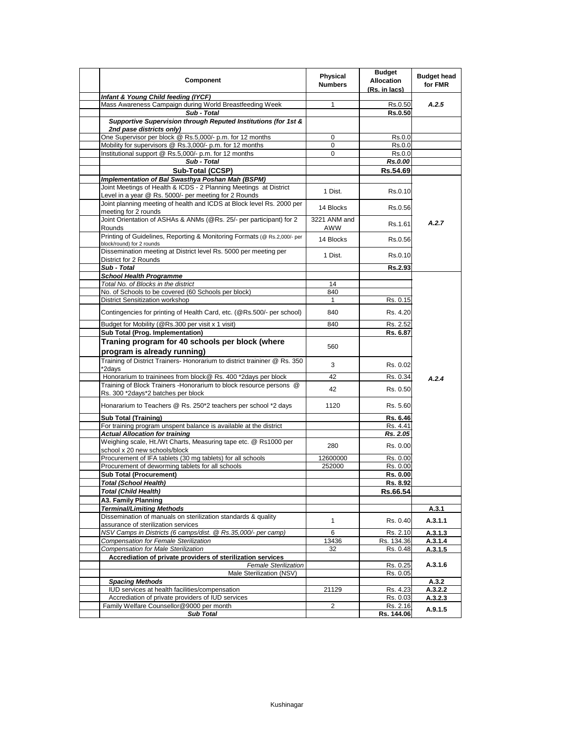| | Component | Physical Numbers | Budget Allocation (Rs. in lacs) | Budget head for FMR |
|---|---|---|---|---|
| | ***Infant & Young Child feeding (IYCF)*** | | | |
| | Mass Awareness Campaign during World Breastfeeding Week | 1 | Rs.0.50 | *A.2.5* |
| | ***Sub - Total*** | | **Rs.0.50** | |
| | ***Supportive Supervision through Reputed Institutions (for 1st & 2nd pase districts only)*** | | | |
| | One Supervisor per block @ Rs.5,000/- p.m. for 12 months | 0 | Rs.0.0 | |
| | Mobility for supervisors @ Rs.3,000/- p.m. for 12 months | 0 | Rs.0.0 | |
| | Institutional support @ Rs.5,000/- p.m. for 12 months | 0 | Rs.0.0 | |
| | ***Sub - Total*** | | ***Rs.0.00*** | |
| | **Sub-Total (CCSP)** | | **Rs.54.69** | |
| | ***Implementation of Bal Swasthya Poshan Mah (BSPM)*** | | | |
| | Joint Meetings of Health & ICDS - 2 Planning Meetings at District Level in a year @ Rs. 5000/- per meeting for 2 Rounds | 1 Dist. | Rs.0.10 | *A.2.7* |
| | Joint planning meeting of health and ICDS at Block level Rs. 2000 per meeting for 2 rounds | 14 Blocks | Rs.0.56 | |
| | Joint Orientation of ASHAs & ANMs (@Rs. 25/- per participant) for 2 Rounds | 3221 ANM and AWW | Rs.1.61 | |
| | Printing of Guidelines, Reporting & Monitoring Formats (@ Rs.2,000/- per block/round) for 2 rounds | 14 Blocks | Rs.0.56 | |
| | Dissemination meeting at District level Rs. 5000 per meeting per District for 2 Rounds | 1 Dist. | Rs.0.10 | |
| | ***Sub - Total*** | | **Rs.2.93** | |
| | ***School Health Programme*** | | | *A.2.4* |
| | *Total No. of Blocks in the district* | 14 | | |
| | No. of Schools to be covered (60 Schools per block) | 840 | | |
| | District Sensitization workshop | 1 | Rs. 0.15 | |
| | Contingencies for printing of Health Card, etc. (@Rs.500/- per school) | 840 | Rs. 4.20 | |
| | Budget for Mobility (@Rs.300 per visit x 1 visit) | 840 | Rs. 2.52 | |
| | **Sub Total (Prog. Implementation)** | | **Rs. 6.87** | |
| | **Traning program for 40 schools per block (where program is already running)** | 560 | | |
| | Training of District Trainers- Honorarium to district traininer @ Rs. 350 *2days | 3 | Rs. 0.02 | |
| | Honorarium to traininees from block@ Rs. 400 *2days per block | 42 | Rs. 0.34 | |
| | Training of Block Trainers -Honorarium to block resource persons @ Rs. 300 *2days*2 batches per block | 42 | Rs. 0.50 | |
| | Honararium to Teachers @ Rs. 250*2 teachers per school *2 days | 1120 | Rs. 5.60 | |
| | **Sub Total (Training)** | | **Rs. 6.46** | |
| | For training program unspent balance is available at the district | | Rs. 4.41 | |
| | ***Actual Allocation for training*** | | ***Rs. 2.05*** | |
| | Weighing scale, Ht./Wt Charts, Measuring tape etc. @ Rs1000 per school x 20 new schools/block | 280 | Rs. 0.00 | |
| | Procurement of IFA tablets (30 mg tablets) for all schools | 12600000 | Rs. 0.00 | |
| | Procurement of deworming tablets for all schools | 252000 | Rs. 0.00 | |
| | **Sub Total (Procurement)** | | **Rs. 0.00** | |
| | ***Total (School Health)*** | | **Rs. 8.92** | |
| | ***Total (Child Health)*** | | **Rs.66.54** | |
| | **A3. Family Planning** | | | |
| | ***Terminal/Limiting Methods*** | | | **A.3.1** |
| | Dissemination of manuals on sterilization standards & quality assurance of sterilization services | 1 | Rs. 0.40 | **A.3.1.1** |
| | *NSV Camps in Districts (6 camps/dist. @ Rs.35,000/- per camp)* | 6 | Rs. 2.10 | **A.3.1.3** |
| | *Compensation for Female Sterilization* | 13436 | Rs. 134.36 | **A.3.1.4** |
| | *Compensation for Male Sterilization* | 32 | Rs. 0.48 | **A.3.1.5** |
| | **Accrediation of private providers of sterilization services** | | | **A.3.1.6** |
| | *Female Sterilization* | | Rs. 0.25 | |
| | Male Sterilization (NSV) | | Rs. 0.05 | |
| | ***Spacing Methods*** | | | **A.3.2** |
| | IUD services at health facilities/compensation | 21129 | Rs. 4.23 | **A.3.2.2** |
| | Accrediation of private providers of IUD services | | Rs. 0.03 | **A.3.2.3** |
| | Family Welfare Counsellor@9000 per month | 2 | Rs. 2.16 | **A.9.1.5** |
| | ***Sub Total*** | | **Rs. 144.06** | |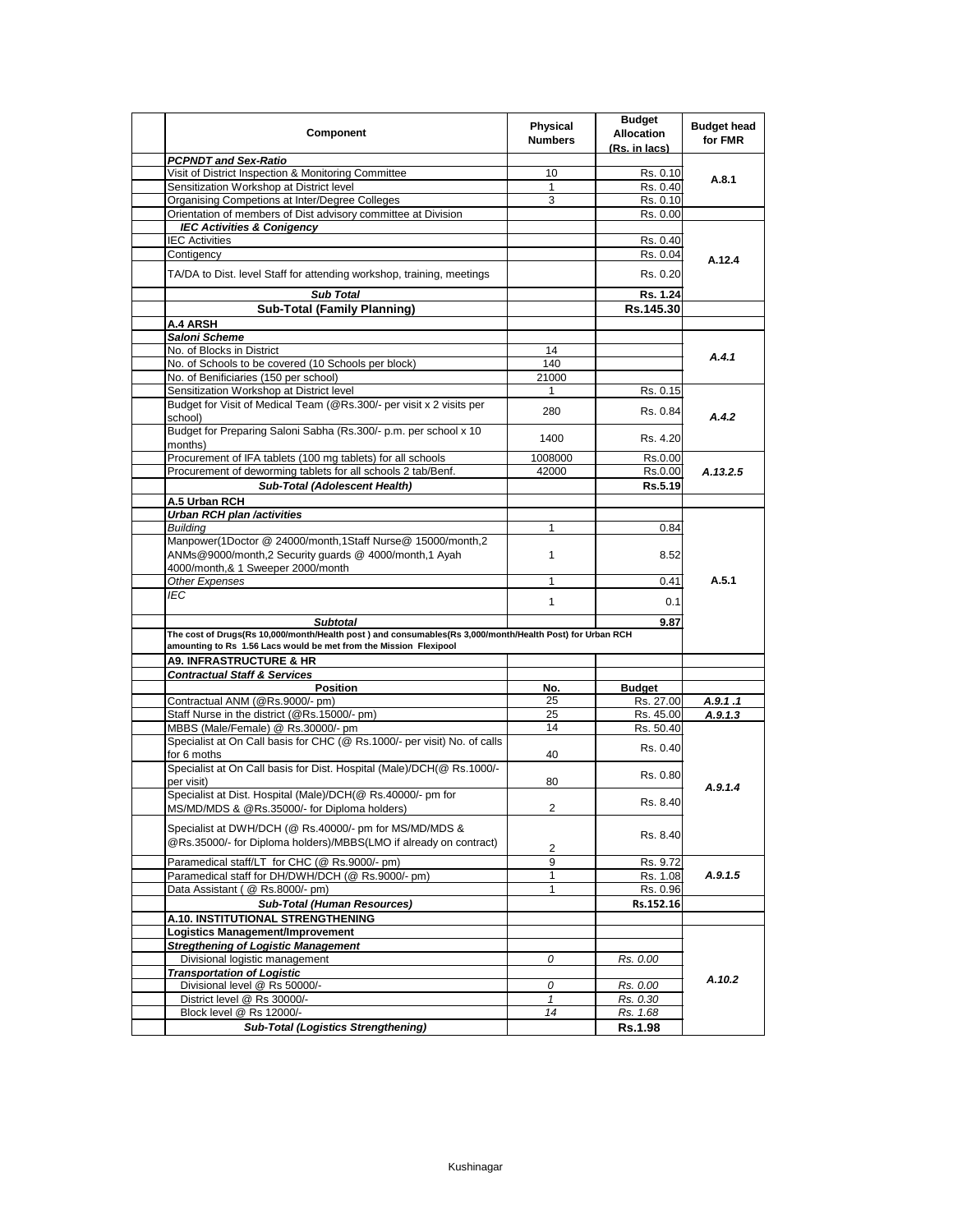| Component | Physical Numbers | Budget Allocation (Rs. in lacs) | Budget head for FMR |
|---|---|---|---|
| ***PCPNDT and Sex-Ratio*** | | | |
| Visit of District Inspection & Monitoring Committee | 10 | Rs. 0.10 | A.8.1 |
| Sensitization Workshop at District level | 1 | Rs. 0.40 | |
| Organising Competions at Inter/Degree Colleges | 3 | Rs. 0.10 | |
| Orientation of members of Dist advisory committee at Division | | Rs. 0.00 | |
| ***IEC Activities & Conigency*** | | | A.12.4 |
| IEC Activities | | Rs. 0.40 | |
| Contigency | | Rs. 0.04 | |
| TA/DA to Dist. level Staff for attending workshop, training, meetings | | Rs. 0.20 | |
| ***Sub Total*** | | **Rs. 1.24** | |
| **Sub-Total (Family Planning)** | | **Rs.145.30** | |
| **A.4 ARSH** | | | |
| ***Saloni Scheme*** | | | |
| No. of Blocks in District | 14 | | *A.4.1* |
| No. of Schools to be covered (10 Schools per block) | 140 | | |
| No. of Benificiaries (150 per school) | 21000 | | |
| Sensitization Workshop at District level | 1 | Rs. 0.15 | *A.4.2* |
| Budget for Visit of Medical Team (@Rs.300/- per visit x 2 visits per school) | 280 | Rs. 0.84 | |
| Budget for Preparing Saloni Sabha (Rs.300/- p.m. per school x 10 months) | 1400 | Rs. 4.20 | |
| Procurement of IFA tablets (100 mg tablets) for all schools | 1008000 | Rs.0.00 | *A.13.2.5* |
| Procurement of deworming tablets for all schools 2 tab/Benf. | 42000 | Rs.0.00 | |
| ***Sub-Total (Adolescent Health)*** | | **Rs.5.19** | |
| **A.5 Urban RCH** | | | |
| ***Urban RCH plan /activities*** | | | A.5.1 |
| *Building* | 1 | 0.84 | |
| Manpower(1Doctor @ 24000/month,1Staff Nurse@ 15000/month,2 ANMs@9000/month,2 Security guards @ 4000/month,1 Ayah 4000/month,& 1 Sweeper 2000/month | 1 | 8.52 | |
| *Other Expenses* | 1 | 0.41 | |
| *IEC* | 1 | 0.1 | |
| ***Subtotal*** | | **9.87** | |
| **The cost of Drugs(Rs 10,000/month/Health post ) and consumables(Rs 3,000/month/Health Post) for Urban RCH amounting to Rs 1.56 Lacs would be met from the Mission Flexipool** | | | |
| **A9. INFRASTRUCTURE & HR** | | | |
| ***Contractual Staff & Services*** | | | |
| **Position** | **No.** | **Budget** | |
| Contractual ANM (@Rs.9000/- pm) | 25 | Rs. 27.00 | *A.9.1 .1* |
| Staff Nurse in the district (@Rs.15000/- pm) | 25 | Rs. 45.00 | *A.9.1.3* |
| MBBS (Male/Female) @ Rs.30000/- pm | 14 | Rs. 50.40 | *A.9.1.4* |
| Specialist at On Call basis for CHC (@ Rs.1000/- per visit) No. of calls for 6 moths | 40 | Rs. 0.40 | |
| Specialist at On Call basis for Dist. Hospital (Male)/DCH(@ Rs.1000/- per visit) | 80 | Rs. 0.80 | |
| Specialist at Dist. Hospital (Male)/DCH(@ Rs.40000/- pm for MS/MD/MDS & @Rs.35000/- for Diploma holders) | 2 | Rs. 8.40 | |
| Specialist at DWH/DCH (@ Rs.40000/- pm for MS/MD/MDS & @Rs.35000/- for Diploma holders)/MBBS(LMO if already on contract) | 2 | Rs. 8.40 | |
| Paramedical staff/LT for CHC (@ Rs.9000/- pm) | 9 | Rs. 9.72 | *A.9.1.5* |
| Paramedical staff for DH/DWH/DCH (@ Rs.9000/- pm) | 1 | Rs. 1.08 | |
| Data Assistant ( @ Rs.8000/- pm) | 1 | Rs. 0.96 | |
| ***Sub-Total (Human Resources)*** | | **Rs.152.16** | |
| **A.10. INSTITUTIONAL STRENGTHENING** | | | |
| **Logistics Management/Improvement** | | | *A.10.2* |
| ***Stregthening of Logistic Management*** | | | |
| *Divisional logistic management* | *0* | *Rs. 0.00* | |
| ***Transportation of Logistic*** | | | |
| *Divisional level @ Rs 50000/-* | *0* | *Rs. 0.00* | |
| *District level @ Rs 30000/-* | *1* | *Rs. 0.30* | |
| *Block level @ Rs 12000/-* | *14* | *Rs. 1.68* | |
| ***Sub-Total (Logistics Strengthening)*** | | **Rs.1.98** | |

Kushinagar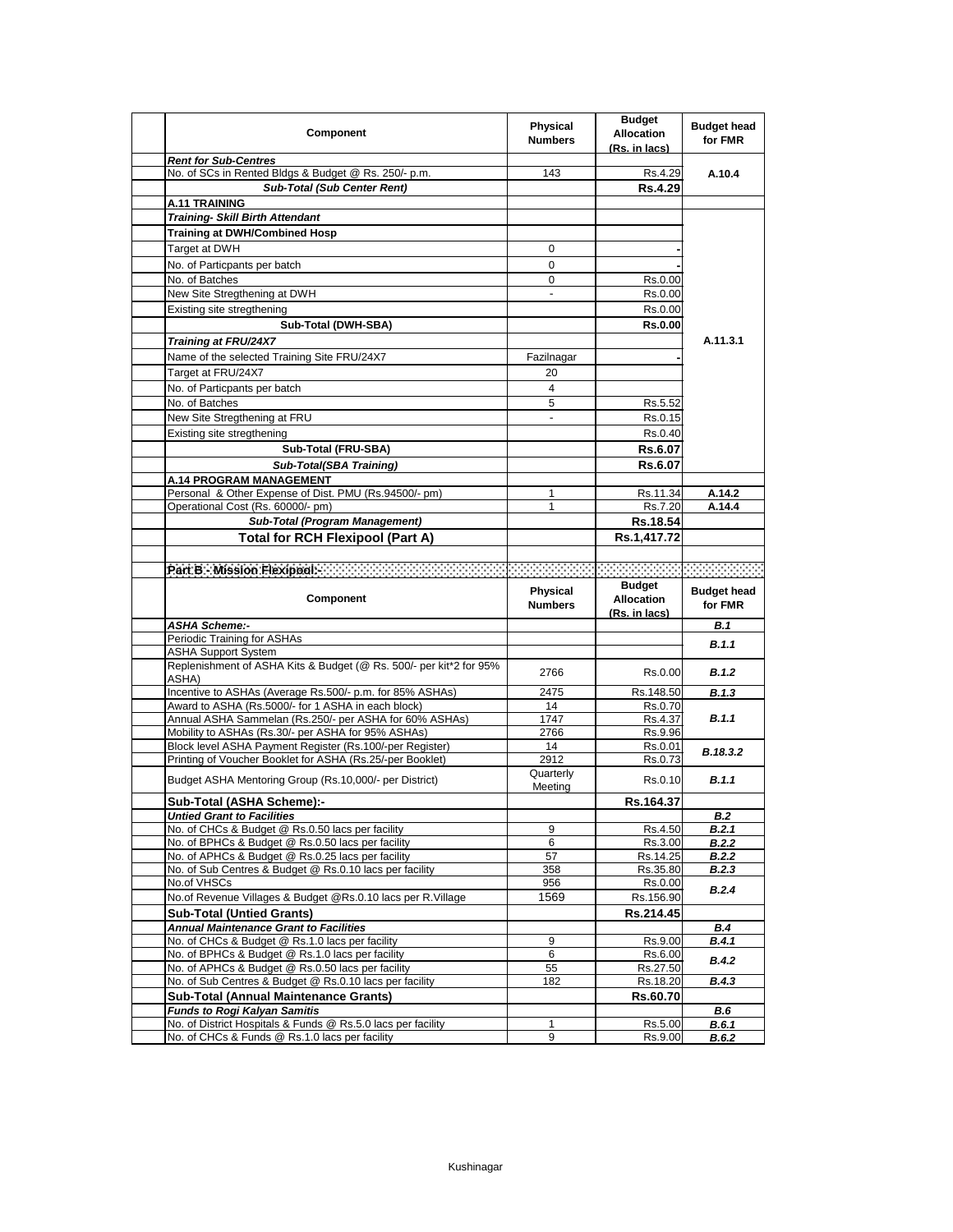| Component | Physical Numbers | Budget Allocation (Rs. in lacs) | Budget head for FMR |
|---|---|---|---|
| ***Rent for Sub-Centres*** | | | |
| No. of SCs in Rented Bldgs & Budget @ Rs. 250/- p.m. | 143 | Rs.4.29 | A.10.4 |
| ***Sub-Total (Sub Center Rent)*** | | **Rs.4.29** | |
| **A.11 TRAINING** | | | |
| ***Training- Skill Birth Attendant*** | | | A.11.3.1 |
| **Training at DWH/Combined Hosp** | | | |
| Target at DWH | 0 | - | |
| No. of Particpants per batch | 0 | - | |
| No. of Batches | 0 | Rs.0.00 | |
| New Site Stregthening at DWH | - | Rs.0.00 | |
| Existing site stregthening | | Rs.0.00 | |
| **Sub-Total (DWH-SBA)** | | **Rs.0.00** | |
| ***Training at FRU/24X7*** | | | |
| Name of the selected Training Site FRU/24X7 | Fazilnagar | - | |
| Target at FRU/24X7 | 20 | | |
| No. of Particpants per batch | 4 | | |
| No. of Batches | 5 | Rs.5.52 | |
| New Site Stregthening at FRU | - | Rs.0.15 | |
| Existing site stregthening | | Rs.0.40 | |
| **Sub-Total (FRU-SBA)** | | **Rs.6.07** | |
| ***Sub-Total(SBA Training)*** | | **Rs.6.07** | |
| **A.14 PROGRAM MANAGEMENT** | | | |
| Personal & Other Expense of Dist. PMU (Rs.94500/- pm) | 1 | Rs.11.34 | A.14.2 |
| Operational Cost (Rs. 60000/- pm) | 1 | Rs.7.20 | A.14.4 |
| ***Sub-Total (Program Management)*** | | **Rs.18.54** | |
| **Total for RCH Flexipool (Part A)** | | **Rs.1,417.72** | |

**Part B - Mission Flexipool:-**

| Component | Physical Numbers | Budget Allocation (Rs. in lacs) | Budget head for FMR |
|---|---|---|---|
| ***ASHA Scheme:-*** | | | ***B.1*** |
| Periodic Training for ASHAs | | | ***B.1.1*** |
| ASHA Support System | | | |
| Replenishment of ASHA Kits & Budget (@ Rs. 500/- per kit*2 for 95% ASHA) | 2766 | Rs.0.00 | ***B.1.2*** |
| Incentive to ASHAs (Average Rs.500/- p.m. for 85% ASHAs) | 2475 | Rs.148.50 | ***B.1.3*** |
| Award to ASHA (Rs.5000/- for 1 ASHA in each block) | 14 | Rs.0.70 | ***B.1.1*** |
| Annual ASHA Sammelan (Rs.250/- per ASHA for 60% ASHAs) | 1747 | Rs.4.37 | |
| Mobility to ASHAs (Rs.30/- per ASHA for 95% ASHAs) | 2766 | Rs.9.96 | |
| Block level ASHA Payment Register (Rs.100/-per Register) | 14 | Rs.0.01 | ***B.18.3.2*** |
| Printing of Voucher Booklet for ASHA (Rs.25/-per Booklet) | 2912 | Rs.0.73 | |
| Budget ASHA Mentoring Group (Rs.10,000/- per District) | Quarterly Meeting | Rs.0.10 | ***B.1.1*** |
| **Sub-Total (ASHA Scheme):-** | | **Rs.164.37** | |
| ***Untied Grant to Facilities*** | | | ***B.2*** |
| No. of CHCs & Budget @ Rs.0.50 lacs per facility | 9 | Rs.4.50 | ***B.2.1*** |
| No. of BPHCs & Budget @ Rs.0.50 lacs per facility | 6 | Rs.3.00 | ***B.2.2*** |
| No. of APHCs & Budget @ Rs.0.25 lacs per facility | 57 | Rs.14.25 | ***B.2.2*** |
| No. of Sub Centres & Budget @ Rs.0.10 lacs per facility | 358 | Rs.35.80 | ***B.2.3*** |
| No.of VHSCs | 956 | Rs.0.00 | ***B.2.4*** |
| No.of Revenue Villages & Budget @Rs.0.10 lacs per R.Village | 1569 | Rs.156.90 | |
| **Sub-Total (Untied Grants)** | | **Rs.214.45** | |
| ***Annual Maintenance Grant to Facilities*** | | | ***B.4*** |
| No. of CHCs & Budget @ Rs.1.0 lacs per facility | 9 | Rs.9.00 | ***B.4.1*** |
| No. of BPHCs & Budget @ Rs.1.0 lacs per facility | 6 | Rs.6.00 | ***B.4.2*** |
| No. of APHCs & Budget @ Rs.0.50 lacs per facility | 55 | Rs.27.50 | |
| No. of Sub Centres & Budget @ Rs.0.10 lacs per facility | 182 | Rs.18.20 | ***B.4.3*** |
| **Sub-Total (Annual Maintenance Grants)** | | **Rs.60.70** | |
| ***Funds to Rogi Kalyan Samitis*** | | | ***B.6*** |
| No. of District Hospitals & Funds @ Rs.5.0 lacs per facility | 1 | Rs.5.00 | ***B.6.1*** |
| No. of CHCs & Funds @ Rs.1.0 lacs per facility | 9 | Rs.9.00 | ***B.6.2*** |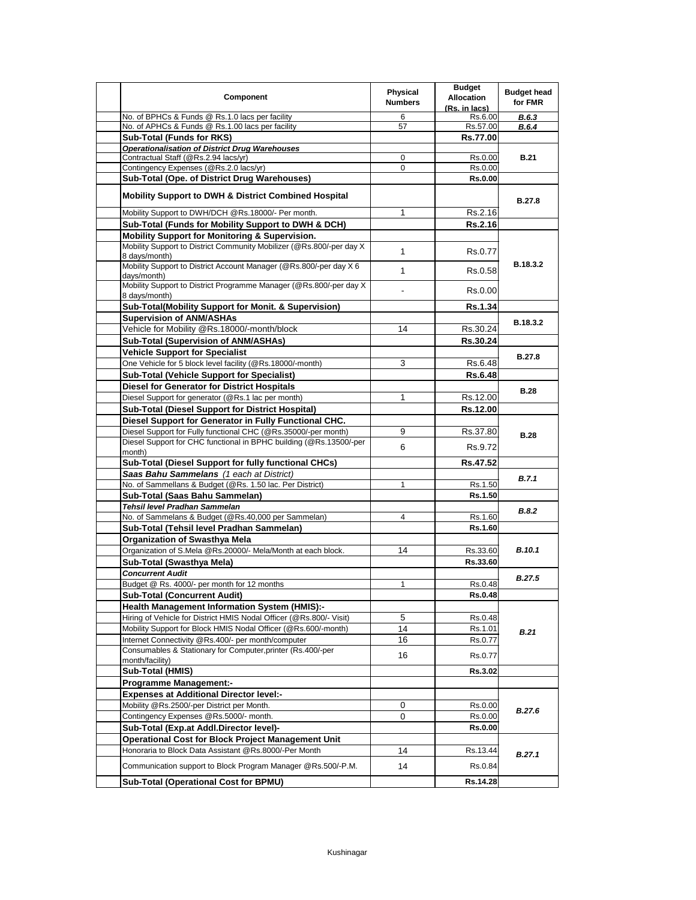| Component | Physical Numbers | Budget Allocation (Rs. in lacs) | Budget head for FMR |
|---|---|---|---|
| No. of BPHCs & Funds @ Rs.1.0 lacs per facility | 6 | Rs.6.00 | *B.6.3* |
| No. of APHCs & Funds @ Rs.1.00 lacs per facility | 57 | Rs.57.00 | *B.6.4* |
| **Sub-Total (Funds for RKS)** | | **Rs.77.00** | |
| ***Operationalisation of District Drug Warehouses*** | | | **B.21** |
| Contractual Staff (@Rs.2.94 lacs/yr) | 0 | Rs.0.00 | |
| Contingency Expenses (@Rs.2.0 lacs/yr) | 0 | Rs.0.00 | |
| **Sub-Total (Ope. of District Drug Warehouses)** | | **Rs.0.00** | |
| **Mobility Support to DWH & District Combined Hospital** | | | **B.27.8** |
| Mobility Support to DWH/DCH @Rs.18000/- Per month. | 1 | Rs.2.16 | |
| **Sub-Total (Funds for Mobility Support to DWH & DCH)** | | **Rs.2.16** | |
| **Mobility Support for Monitoring & Supervision.** | | | **B.18.3.2** |
| Mobility Support to District Community Mobilizer (@Rs.800/-per day X 8 days/month) | 1 | Rs.0.77 | |
| Mobility Support to District Account Manager (@Rs.800/-per day X 6 days/month) | 1 | Rs.0.58 | |
| Mobility Support to District Programme Manager (@Rs.800/-per day X 8 days/month) | - | Rs.0.00 | |
| **Sub-Total(Mobility Support for Monit. & Supervision)** | | **Rs.1.34** | |
| **Supervision of ANM/ASHAs** | | | **B.18.3.2** |
| Vehicle for Mobility @Rs.18000/-month/block | 14 | Rs.30.24 | |
| **Sub-Total (Supervision of ANM/ASHAs)** | | **Rs.30.24** | |
| **Vehicle Support for Specialist** | | | **B.27.8** |
| One Vehicle for 5 block level facility (@Rs.18000/-month) | 3 | Rs.6.48 | |
| **Sub-Total (Vehicle Support for Specialist)** | | **Rs.6.48** | |
| **Diesel for Generator for District Hospitals** | | | **B.28** |
| Diesel Support for generator (@Rs.1 lac per month) | 1 | Rs.12.00 | |
| **Sub-Total (Diesel Support for District Hospital)** | | **Rs.12.00** | |
| **Diesel Support for Generator in Fully Functional CHC.** | | | **B.28** |
| Diesel Support for Fully functional CHC (@Rs.35000/-per month) | 9 | Rs.37.80 | |
| Diesel Support for CHC functional in BPHC building (@Rs.13500/-per month) | 6 | Rs.9.72 | |
| **Sub-Total (Diesel Support for fully functional CHCs)** | | **Rs.47.52** | |
| ***Saas Bahu Sammelans*** *(1 each at District)* | | | ***B.7.1*** |
| No. of Sammellans & Budget (@Rs. 1.50 lac. Per District) | 1 | Rs.1.50 | |
| **Sub-Total (Saas Bahu Sammelan)** | | **Rs.1.50** | |
| ***Tehsil level Pradhan Sammelan*** | | | ***B.8.2*** |
| No. of Sammelans & Budget (@Rs.40,000 per Sammelan) | 4 | Rs.1.60 | |
| **Sub-Total (Tehsil level Pradhan Sammelan)** | | **Rs.1.60** | |
| **Organization of Swasthya Mela** | | | ***B.10.1*** |
| Organization of S.Mela @Rs.20000/- Mela/Month at each block. | 14 | Rs.33.60 | |
| **Sub-Total (Swasthya Mela)** | | **Rs.33.60** | |
| ***Concurrent Audit*** | | | ***B.27.5*** |
| Budget @ Rs. 4000/- per month for 12 months | 1 | Rs.0.48 | |
| **Sub-Total (Concurrent Audit)** | | **Rs.0.48** | |
| **Health Management Information System (HMIS):-** | | | ***B.21*** |
| Hiring of Vehicle for District HMIS Nodal Officer (@Rs.800/- Visit) | 5 | Rs.0.48 | |
| Mobility Support for Block HMIS Nodal Officer (@Rs.600/-month) | 14 | Rs.1.01 | |
| Internet Connectivity @Rs.400/- per month/computer | 16 | Rs.0.77 | |
| Consumables & Stationary for Computer,printer (Rs.400/-per month/facility) | 16 | Rs.0.77 | |
| **Sub-Total (HMIS)** | | **Rs.3.02** | |
| **Programme Management:-** | | | |
| **Expenses at Additional Director level:-** | | | ***B.27.6*** |
| Mobility @Rs.2500/-per District per Month. | 0 | Rs.0.00 | |
| Contingency Expenses @Rs.5000/- month. | 0 | Rs.0.00 | |
| **Sub-Total (Exp.at Addl.Director level)-** | | **Rs.0.00** | |
| **Operational Cost for Block Project Management Unit** | | | ***B.27.1*** |
| Honoraria to Block Data Assistant @Rs.8000/-Per Month | 14 | Rs.13.44 | |
| Communication support to Block Program Manager @Rs.500/-P.M. | 14 | Rs.0.84 | |
| **Sub-Total (Operational Cost for BPMU)** | | **Rs.14.28** | |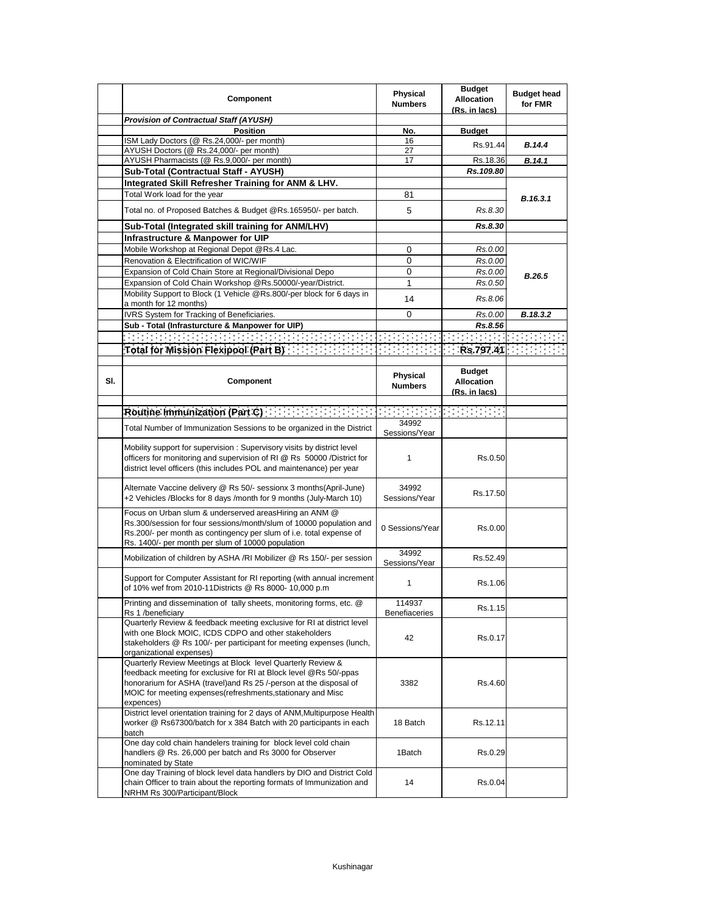| | Component | Physical Numbers | Budget Allocation (Rs. in lacs) | Budget head for FMR |
|---|---|---|---|---|
| | ***Provision of Contractual Staff (AYUSH)*** | | | |
| | **Position** | **No.** | **Budget** | |
| | ISM Lady Doctors (@ Rs.24,000/- per month) | 16 | Rs.91.44 | ***B.14.4*** |
| | AYUSH Doctors (@ Rs.24,000/- per month) | 27 | | |
| | AYUSH Pharmacists (@ Rs.9,000/- per month) | 17 | Rs.18.36 | ***B.14.1*** |
| | **Sub-Total (Contractual Staff - AYUSH)** | | ***Rs.109.80*** | |
| | **Integrated Skill Refresher Training for ANM & LHV.** | | | ***B.16.3.1*** |
| | Total Work load for the year | 81 | | |
| | Total no. of Proposed Batches & Budget @Rs.165950/- per batch. | 5 | *Rs.8.30* | |
| | **Sub-Total (Integrated skill training for ANM/LHV)** | | ***Rs.8.30*** | |
| | **Infrastructure & Manpower for UIP** | | | |
| | Mobile Workshop at Regional Depot @Rs.4 Lac. | 0 | *Rs.0.00* | ***B.26.5*** |
| | Renovation & Electrification of WIC/WIF | 0 | *Rs.0.00* | |
| | Expansion of Cold Chain Store at Regional/Divisional Depo | 0 | *Rs.0.00* | |
| | Expansion of Cold Chain Workshop @Rs.50000/-year/District. | 1 | *Rs.0.50* | |
| | Mobility Support to Block (1 Vehicle @Rs.800/-per block for 6 days in a month for 12 months) | 14 | *Rs.8.06* | |
| | IVRS System for Tracking of Beneficiaries. | 0 | *Rs.0.00* | ***B.18.3.2*** |
| | **Sub - Total (Infrasturcture & Manpower for UIP)** | | ***Rs.8.56*** | |
| | | | | |
| | **Total for Mission Flexipool (Part B)** | | **Rs.797.41** | |

| Sl. | Component | Physical Numbers | Budget Allocation (Rs. in lacs) | |
|---|---|---|---|---|
| | **Routine Immunization (Part C)** | | | |
| | Total Number of Immunization Sessions to be organized in the District | 34992 Sessions/Year | | |
| | Mobility support for supervision : Supervisory visits by district level officers for monitoring and supervision of RI @ Rs 50000 /District for district level officers (this includes POL and maintenance) per year | 1 | Rs.0.50 | |
| | Alternate Vaccine delivery @ Rs 50/- sessionx 3 months(April-June) +2 Vehicles /Blocks for 8 days /month for 9 months (July-March 10) | 34992 Sessions/Year | Rs.17.50 | |
| | Focus on Urban slum & underserved areasHiring an ANM @ Rs.300/session for four sessions/month/slum of 10000 population and Rs.200/- per month as contingency per slum of i.e. total expense of Rs. 1400/- per month per slum of 10000 population | 0 Sessions/Year | Rs.0.00 | |
| | Mobilization of children by ASHA /RI Mobilizer @ Rs 150/- per session | 34992 Sessions/Year | Rs.52.49 | |
| | Support for Computer Assistant for RI reporting (with annual increment of 10% wef from 2010-11Districts @ Rs 8000- 10,000 p.m | 1 | Rs.1.06 | |
| | Printing and dissemination of tally sheets, monitoring forms, etc. @ Rs 1 /beneficiary | 114937 Benefiaceries | Rs.1.15 | |
| | Quarterly Review & feedback meeting exclusive for RI at district level with one Block MOIC, ICDS CDPO and other stakeholders stakeholders @ Rs 100/- per participant for meeting expenses (lunch, organizational expenses) | 42 | Rs.0.17 | |
| | Quarterly Review Meetings at Block level Quarterly Review & feedback meeting for exclusive for RI at Block level @Rs 50/-ppas honorarium for ASHA (travel)and Rs 25 /-person at the disposal of MOIC for meeting expenses(refreshments,stationary and Misc expences) | 3382 | Rs.4.60 | |
| | District level orientation training for 2 days of ANM,Multipurpose Health worker @ Rs67300/batch for x 384 Batch with 20 participants in each batch | 18 Batch | Rs.12.11 | |
| | One day cold chain handelers training for block level cold chain handlers @ Rs. 26,000 per batch and Rs 3000 for Observer nominated by State | 1Batch | Rs.0.29 | |
| | One day Training of block level data handlers by DIO and District Cold chain Officer to train about the reporting formats of Immunization and NRHM Rs 300/Participant/Block | 14 | Rs.0.04 | |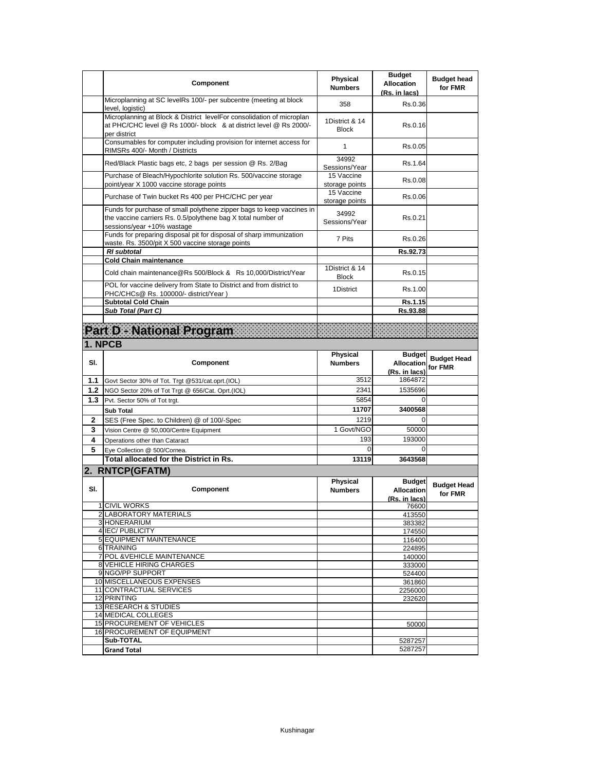| | Component | Physical Numbers | Budget Allocation (Rs. in lacs) | Budget head for FMR |
|---|---|---|---|---|
| | Microplanning at SC levelRs 100/- per subcentre (meeting at block level, logistic) | 358 | Rs.0.36 | |
| | Microplanning at Block & District levelFor consolidation of microplan at PHC/CHC level @ Rs 1000/- block & at district level @ Rs 2000/- per district | 1District & 14 Block | Rs.0.16 | |
| | Consumables for computer including provision for internet access for RIMSRs 400/- Month / Districts | 1 | Rs.0.05 | |
| | Red/Black Plastic bags etc, 2 bags per session @ Rs. 2/Bag | 34992 Sessions/Year | Rs.1.64 | |
| | Purchase of Bleach/Hypochlorite solution Rs. 500/vaccine storage point/year X 1000 vaccine storage points | 15 Vaccine storage points | Rs.0.08 | |
| | Purchase of Twin bucket Rs 400 per PHC/CHC per year | 15 Vaccine storage points | Rs.0.06 | |
| | Funds for purchase of small polythene zipper bags to keep vaccines in the vaccine carriers Rs. 0.5/polythene bag X total number of sessions/year +10% wastage | 34992 Sessions/Year | Rs.0.21 | |
| | Funds for preparing disposal pit for disposal of sharp immunization waste. Rs. 3500/pit X 500 vaccine storage points | 7 Pits | Rs.0.26 | |
| | ***RI subtotal*** | | **Rs.92.73** | |
| | **Cold Chain maintenance** | | | |
| | Cold chain maintenance@Rs 500/Block & Rs 10,000/District/Year | 1District & 14 Block | Rs.0.15 | |
| | POL for vaccine delivery from State to District and from district to PHC/CHCs@ Rs. 100000/- district/Year ) | 1District | Rs.1.00 | |
| | **Subtotal Cold Chain** | | **Rs.1.15** | |
| | ***Sub Total (Part C)*** | | **Rs.93.88** | |

# Part D - National Program

## 1. NPCB

| Sl. | Component | Physical Numbers | Budget Allocation (Rs. in lacs) | Budget Head for FMR |
|---|---|---|---|---|
| **1.1** | Govt Sector 30% of Tot. Trgt @531/cat.oprt.(IOL) | 3512 | 1864872 | |
| **1.2** | NGO Sector 20% of Tot Trgt @ 656/Cat. Oprt.(IOL) | 2341 | 1535696 | |
| **1.3** | Pvt. Sector 50% of Tot trgt. | 5854 | 0 | |
| | **Sub Total** | **11707** | **3400568** | |
| **2** | SES (Free Spec. to Children) @ of 100/-Spec | 1219 | 0 | |
| **3** | Vision Centre @ 50,000/Centre Equipment | 1 Govt/NGO | 50000 | |
| **4** | Operations other than Cataract | 193 | 193000 | |
| **5** | Eye Collection @ 500/Cornea. | 0 | 0 | |
| | **Total allocated for the District in Rs.** | **13119** | **3643568** | |

## 2. RNTCP(GFATM)

| Sl. | Component | Physical Numbers | Budget Allocation (Rs. in lacs) | Budget Head for FMR |
|---|---|---|---|---|
| 1 | CIVIL WORKS | | 76600 | |
| 2 | LABORATORY MATERIALS | | 413550 | |
| 3 | HONERARIUM | | 383382 | |
| 4 | IEC/ PUBLICITY | | 174550 | |
| 5 | EQUIPMENT MAINTENANCE | | 116400 | |
| 6 | TRAINING | | 224895 | |
| 7 | POL &VEHICLE MAINTENANCE | | 140000 | |
| 8 | VEHICLE HIRING CHARGES | | 333000 | |
| 9 | NGO/PP SUPPORT | | 524400 | |
| 10 | MISCELLANEOUS EXPENSES | | 361860 | |
| 11 | CONTRACTUAL SERVICES | | 2256000 | |
| 12 | PRINTING | | 232620 | |
| 13 | RESEARCH & STUDIES | | | |
| 14 | MEDICAL COLLEGES | | | |
| 15 | PROCUREMENT OF VEHICLES | | 50000 | |
| 16 | PROCUREMENT OF EQUIPMENT | | | |
| | **Sub-TOTAL** | | 5287257 | |
| | **Grand Total** | | 5287257 | |

Kushinagar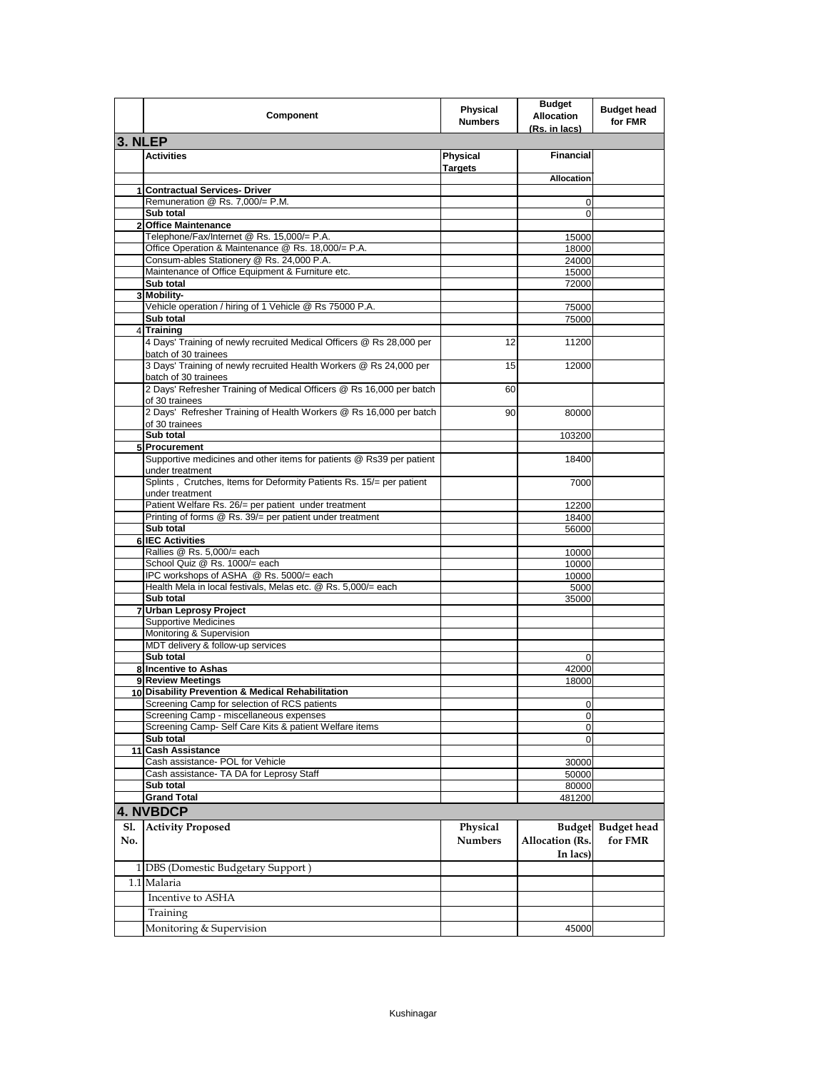| | Component | Physical Numbers | Budget Allocation (Rs. in lacs) | Budget head for FMR |
|---|---|---|---|---|
| **3. NLEP** | | | | |
| | **Activities** | **Physical Targets** | **Financial** | |
| | | | **Allocation** | |
| 1 | **Contractual Services- Driver** | | | |
| | Remuneration @ Rs. 7,000/= P.M. | | 0 | |
| | **Sub total** | | 0 | |
| 2 | **Office Maintenance** | | | |
| | Telephone/Fax/Internet @ Rs. 15,000/= P.A. | | 15000 | |
| | Office Operation & Maintenance @ Rs. 18,000/= P.A. | | 18000 | |
| | Consum-ables Stationery @ Rs. 24,000 P.A. | | 24000 | |
| | Maintenance of Office Equipment & Furniture etc. | | 15000 | |
| | **Sub total** | | 72000 | |
| 3 | **Mobility-** | | | |
| | Vehicle operation / hiring of 1 Vehicle @ Rs 75000 P.A. | | 75000 | |
| | **Sub total** | | 75000 | |
| 4 | **Training** | | | |
| | 4 Days' Training of newly recruited Medical Officers @ Rs 28,000 per batch of 30 trainees | 12 | 11200 | |
| | 3 Days' Training of newly recruited Health Workers @ Rs 24,000 per batch of 30 trainees | 15 | 12000 | |
| | 2 Days' Refresher Training of Medical Officers @ Rs 16,000 per batch of 30 trainees | 60 | | |
| | 2 Days' Refresher Training of Health Workers @ Rs 16,000 per batch of 30 trainees | 90 | 80000 | |
| | **Sub total** | | 103200 | |
| 5 | **Procurement** | | | |
| | Supportive medicines and other items for patients @ Rs39 per patient under treatment | | 18400 | |
| | Splints , Crutches, Items for Deformity Patients Rs. 15/= per patient under treatment | | 7000 | |
| | Patient Welfare Rs. 26/= per patient under treatment | | 12200 | |
| | Printing of forms @ Rs. 39/= per patient under treatment | | 18400 | |
| | **Sub total** | | 56000 | |
| 6 | **IEC Activities** | | | |
| | Rallies @ Rs. 5,000/= each | | 10000 | |
| | School Quiz @ Rs. 1000/= each | | 10000 | |
| | IPC workshops of ASHA @ Rs. 5000/= each | | 10000 | |
| | Health Mela in local festivals, Melas etc. @ Rs. 5,000/= each | | 5000 | |
| | **Sub total** | | 35000 | |
| 7 | **Urban Leprosy Project** | | | |
| | Supportive Medicines | | | |
| | Monitoring & Supervision | | | |
| | MDT delivery & follow-up services | | | |
| | **Sub total** | | 0 | |
| 8 | **Incentive to Ashas** | | 42000 | |
| 9 | **Review Meetings** | | 18000 | |
| 10 | **Disability Prevention & Medical Rehabilitation** | | | |
| | Screening Camp for selection of RCS patients | | 0 | |
| | Screening Camp - miscellaneous expenses | | 0 | |
| | Screening Camp- Self Care Kits & patient Welfare items | | 0 | |
| | **Sub total** | | 0 | |
| 11 | **Cash Assistance** | | | |
| | Cash assistance- POL for Vehicle | | 30000 | |
| | Cash assistance- TA DA for Leprosy Staff | | 50000 | |
| | **Sub total** | | 80000 | |
| | **Grand Total** | | 481200 | |
| **4. NVBDCP** | | | | |
| **Sl. No.** | **Activity Proposed** | **Physical Numbers** | **Budget Allocation (Rs. In lacs)** | **Budget head for FMR** |
| 1 | DBS (Domestic Budgetary Support ) | | | |
| 1.1 | Malaria | | | |
| | Incentive to ASHA | | | |
| | Training | | | |
| | Monitoring & Supervision | | 45000 | |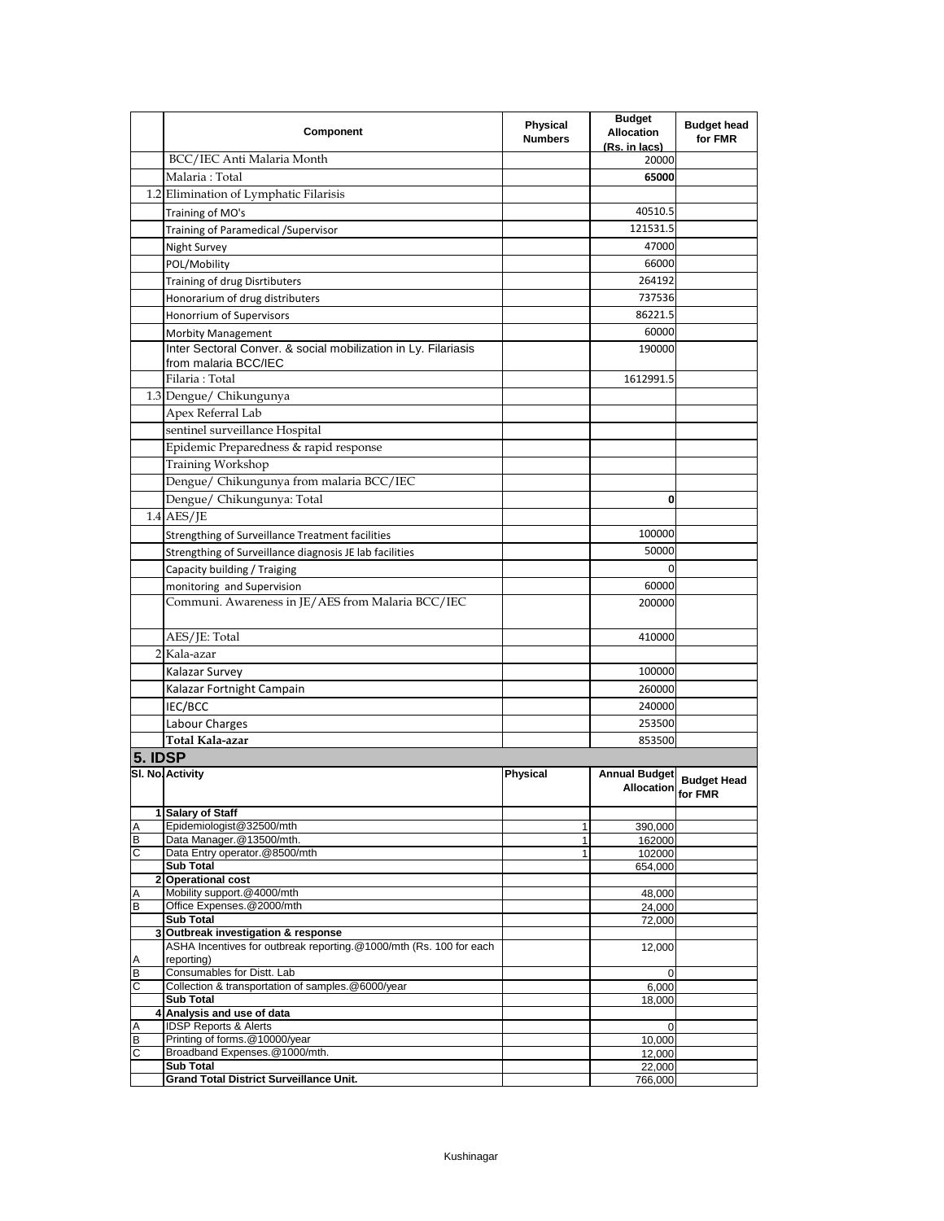| | Component | Physical Numbers | Budget Allocation (Rs. in lacs) | Budget head for FMR |
|---|---|---|---|---|
| | BCC/IEC Anti Malaria Month | | 20000 | |
| | Malaria : Total | | **65000** | |
| 1.2 | Elimination of Lymphatic Filarisis | | | |
| | Training of MO's | | 40510.5 | |
| | Training of Paramedical /Supervisor | | 121531.5 | |
| | Night Survey | | 47000 | |
| | POL/Mobility | | 66000 | |
| | Training of drug Disrtibuters | | 264192 | |
| | Honorarium of drug distributers | | 737536 | |
| | Honorrium of Supervisors | | 86221.5 | |
| | Morbity Management | | 60000 | |
| | Inter Sectoral Conver. & social mobilization in Ly. Filariasis from malaria BCC/IEC | | 190000 | |
| | Filaria : Total | | 1612991.5 | |
| 1.3 | Dengue/ Chikungunya | | | |
| | Apex Referral Lab | | | |
| | sentinel surveillance Hospital | | | |
| | Epidemic Preparedness & rapid response | | | |
| | Training Workshop | | | |
| | Dengue/ Chikungunya from malaria BCC/IEC | | | |
| | Dengue/ Chikungunya: Total | | **0** | |
| 1.4 | AES/JE | | | |
| | Strengthing of Surveillance Treatment facilities | | 100000 | |
| | Strengthing of Surveillance diagnosis JE lab facilities | | 50000 | |
| | Capacity building / Traiging | | 0 | |
| | monitoring and Supervision | | 60000 | |
| | Communi. Awareness in JE/AES from Malaria BCC/IEC | | 200000 | |
| | AES/JE: Total | | 410000 | |
| 2 | Kala-azar | | | |
| | Kalazar Survey | | 100000 | |
| | Kalazar Fortnight Campain | | 260000 | |
| | IEC/BCC | | 240000 | |
| | Labour Charges | | 253500 | |
| | **Total Kala-azar** | | 853500 | |

## 5. IDSP

| Sl. No. | | Activity | Physical | Annual Budget Allocation | Budget Head for FMR |
|---|---|---|---|---|---|
| 1 | | **Salary of Staff** | | | |
| | A | Epidemiologist@32500/mth | 1 | 390,000 | |
| | B | Data Manager.@13500/mth. | 1 | 162000 | |
| | C | Data Entry operator.@8500/mth | 1 | 102000 | |
| | | **Sub Total** | | 654,000 | |
| 2 | | **Operational cost** | | | |
| | A | Mobility support.@4000/mth | | 48,000 | |
| | B | Office Expenses.@2000/mth | | 24,000 | |
| | | **Sub Total** | | 72,000 | |
| 3 | | **Outbreak investigation & response** | | | |
| | A | ASHA Incentives for outbreak reporting.@1000/mth (Rs. 100 for each reporting) | | 12,000 | |
| | B | Consumables for Distt. Lab | | 0 | |
| | C | Collection & transportation of samples.@6000/year | | 6,000 | |
| | | **Sub Total** | | 18,000 | |
| 4 | | **Analysis and use of data** | | | |
| | A | IDSP Reports & Alerts | | 0 | |
| | B | Printing of forms.@10000/year | | 10,000 | |
| | C | Broadband Expenses.@1000/mth. | | 12,000 | |
| | | **Sub Total** | | 22,000 | |
| | | **Grand Total District Surveillance Unit.** | | 766,000 | |